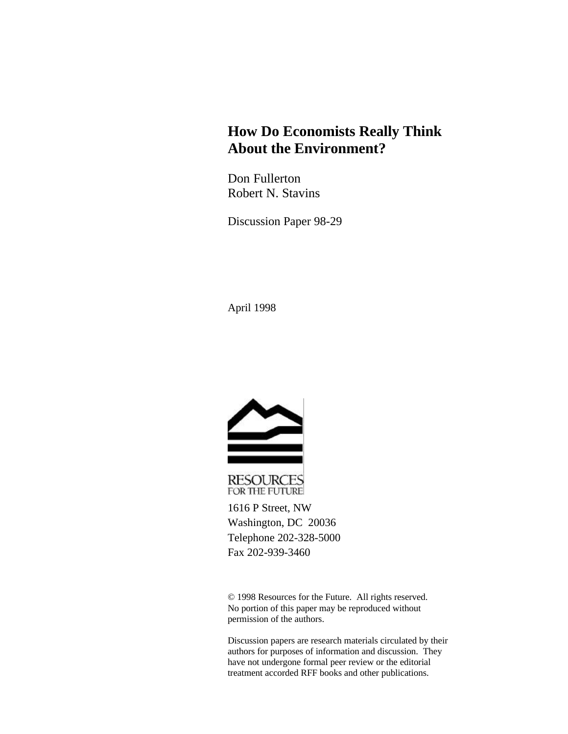# How Do Economists Really Think About the Environment?

Don Fullerton
Robert N. Stavins

Discussion Paper 98-29

April 1998

RESOURCES
FOR THE FUTURE

1616 P Street, NW
Washington, DC 20036
Telephone 202-328-5000
Fax 202-939-3460

© 1998 Resources for the Future. All rights reserved.
No portion of this paper may be reproduced without permission of the authors.

Discussion papers are research materials circulated by their authors for purposes of information and discussion. They have not undergone formal peer review or the editorial treatment accorded RFF books and other publications.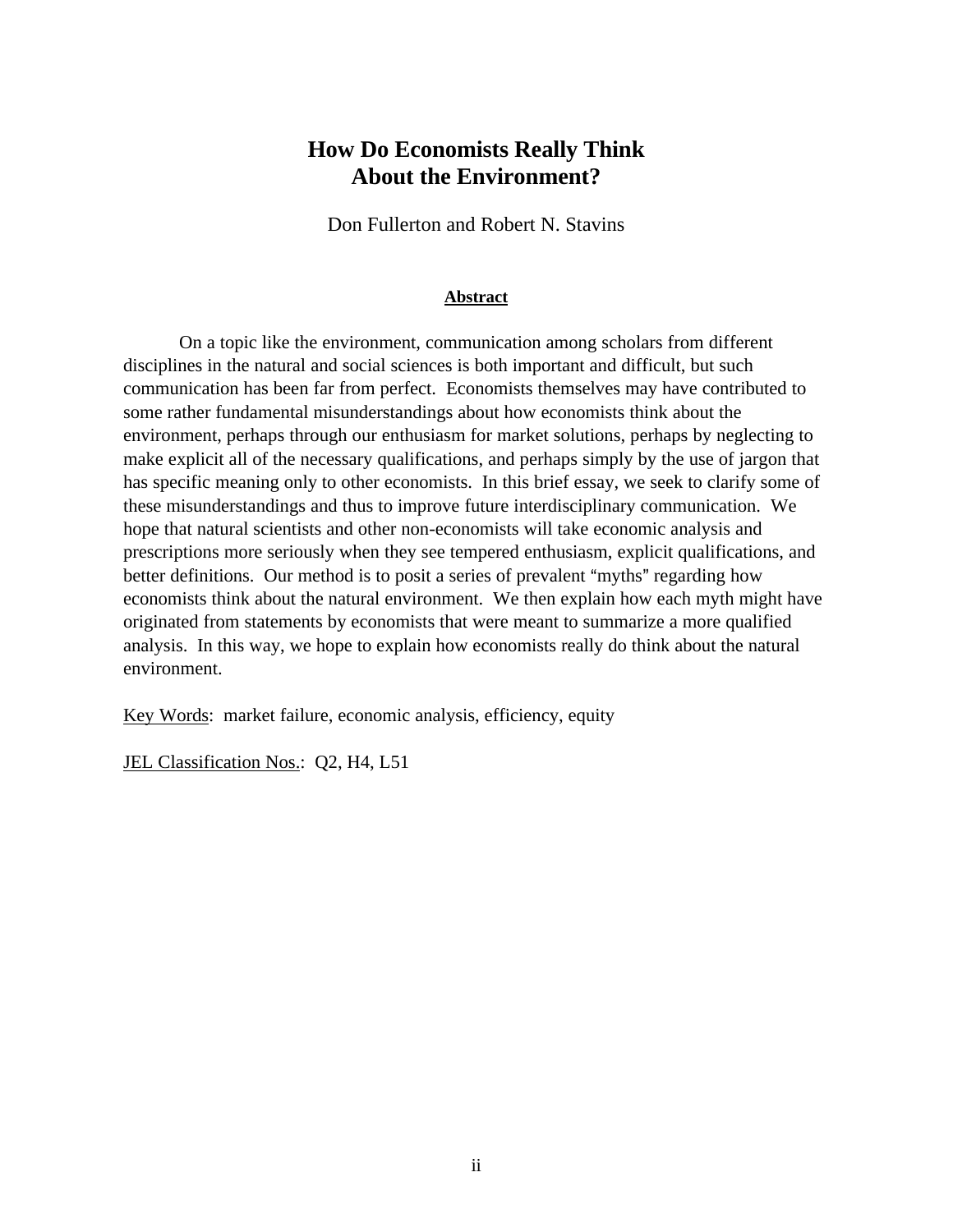# How Do Economists Really Think About the Environment?

Don Fullerton and Robert N. Stavins

**Abstract**

On a topic like the environment, communication among scholars from different disciplines in the natural and social sciences is both important and difficult, but such communication has been far from perfect. Economists themselves may have contributed to some rather fundamental misunderstandings about how economists think about the environment, perhaps through our enthusiasm for market solutions, perhaps by neglecting to make explicit all of the necessary qualifications, and perhaps simply by the use of jargon that has specific meaning only to other economists. In this brief essay, we seek to clarify some of these misunderstandings and thus to improve future interdisciplinary communication. We hope that natural scientists and other non-economists will take economic analysis and prescriptions more seriously when they see tempered enthusiasm, explicit qualifications, and better definitions. Our method is to posit a series of prevalent "myths" regarding how economists think about the natural environment. We then explain how each myth might have originated from statements by economists that were meant to summarize a more qualified analysis. In this way, we hope to explain how economists really do think about the natural environment.

Key Words: market failure, economic analysis, efficiency, equity

JEL Classification Nos.: Q2, H4, L51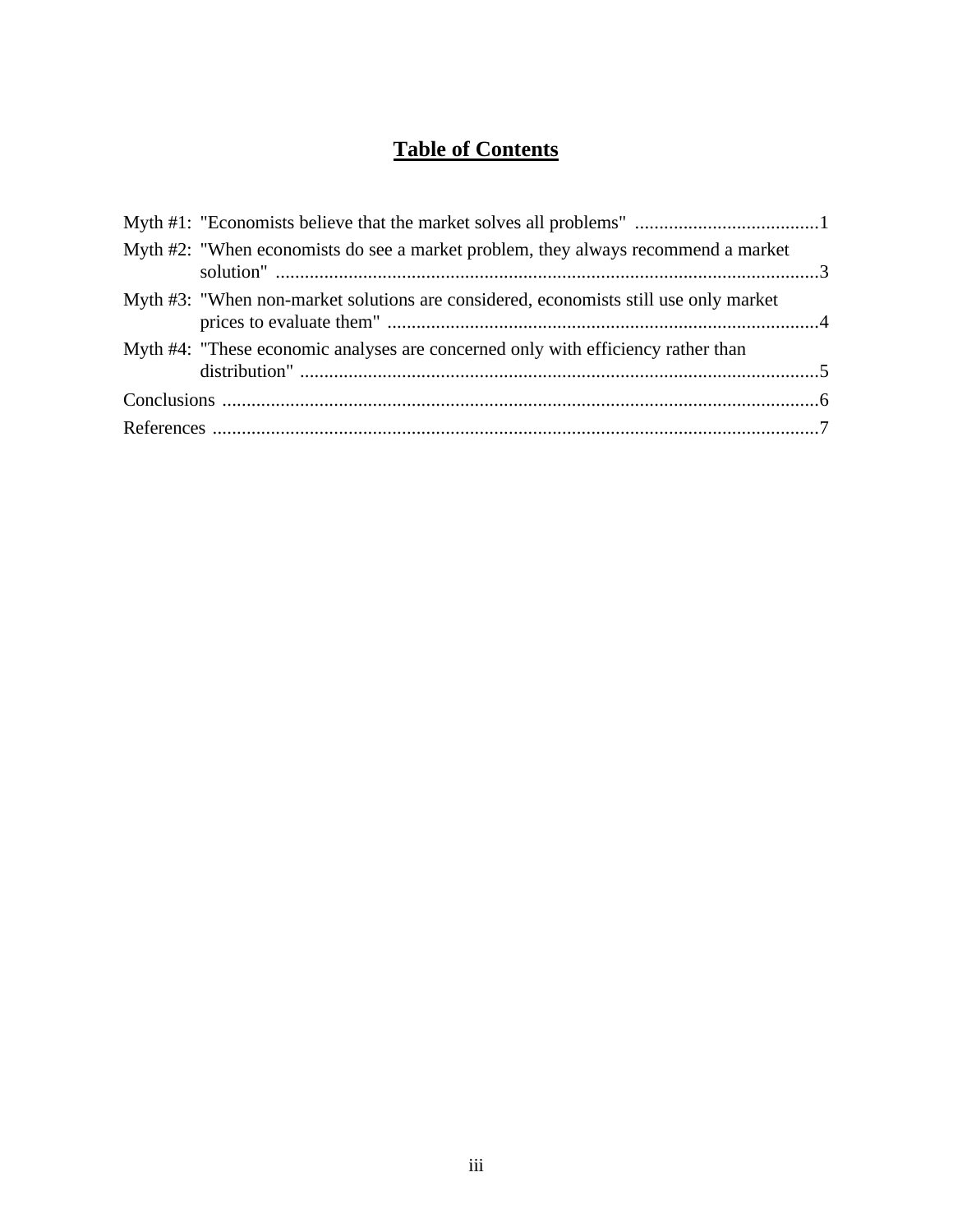# Table of Contents

Myth #1: "Economists believe that the market solves all problems" ....................................1

Myth #2: "When economists do see a market problem, they always recommend a market solution" ....................................3

Myth #3: "When non-market solutions are considered, economists still use only market prices to evaluate them" ....................................4

Myth #4: "These economic analyses are concerned only with efficiency rather than distribution" ....................................5

Conclusions ....................................6

References ....................................7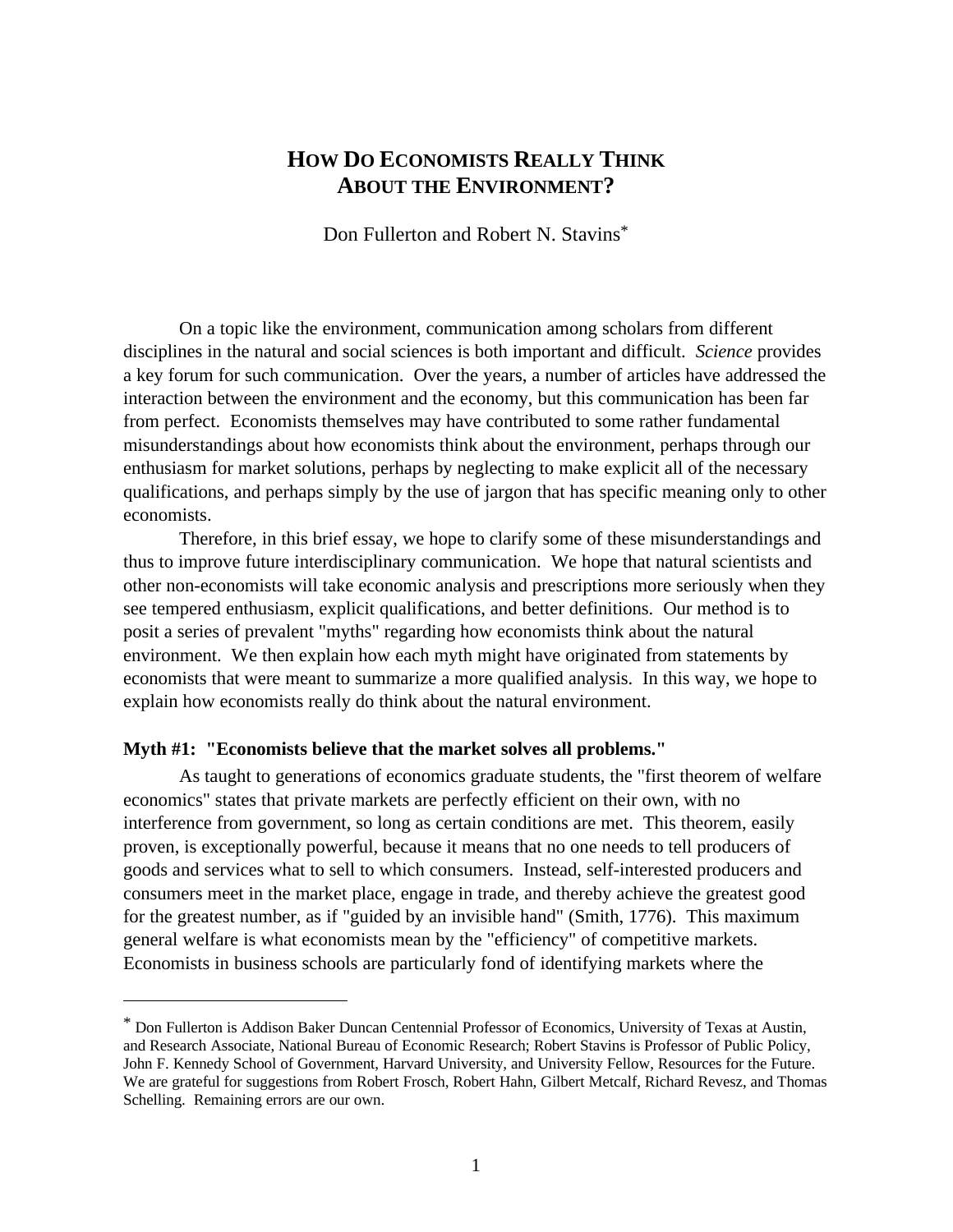# HOW DO ECONOMISTS REALLY THINK ABOUT THE ENVIRONMENT?

Don Fullerton and Robert N. Stavins*

On a topic like the environment, communication among scholars from different disciplines in the natural and social sciences is both important and difficult. *Science* provides a key forum for such communication. Over the years, a number of articles have addressed the interaction between the environment and the economy, but this communication has been far from perfect. Economists themselves may have contributed to some rather fundamental misunderstandings about how economists think about the environment, perhaps through our enthusiasm for market solutions, perhaps by neglecting to make explicit all of the necessary qualifications, and perhaps simply by the use of jargon that has specific meaning only to other economists.

Therefore, in this brief essay, we hope to clarify some of these misunderstandings and thus to improve future interdisciplinary communication. We hope that natural scientists and other non-economists will take economic analysis and prescriptions more seriously when they see tempered enthusiasm, explicit qualifications, and better definitions. Our method is to posit a series of prevalent "myths" regarding how economists think about the natural environment. We then explain how each myth might have originated from statements by economists that were meant to summarize a more qualified analysis. In this way, we hope to explain how economists really do think about the natural environment.

**Myth #1: "Economists believe that the market solves all problems."**

As taught to generations of economics graduate students, the "first theorem of welfare economics" states that private markets are perfectly efficient on their own, with no interference from government, so long as certain conditions are met. This theorem, easily proven, is exceptionally powerful, because it means that no one needs to tell producers of goods and services what to sell to which consumers. Instead, self-interested producers and consumers meet in the market place, engage in trade, and thereby achieve the greatest good for the greatest number, as if "guided by an invisible hand" (Smith, 1776). This maximum general welfare is what economists mean by the "efficiency" of competitive markets. Economists in business schools are particularly fond of identifying markets where the

---

* Don Fullerton is Addison Baker Duncan Centennial Professor of Economics, University of Texas at Austin, and Research Associate, National Bureau of Economic Research; Robert Stavins is Professor of Public Policy, John F. Kennedy School of Government, Harvard University, and University Fellow, Resources for the Future. We are grateful for suggestions from Robert Frosch, Robert Hahn, Gilbert Metcalf, Richard Revesz, and Thomas Schelling. Remaining errors are our own.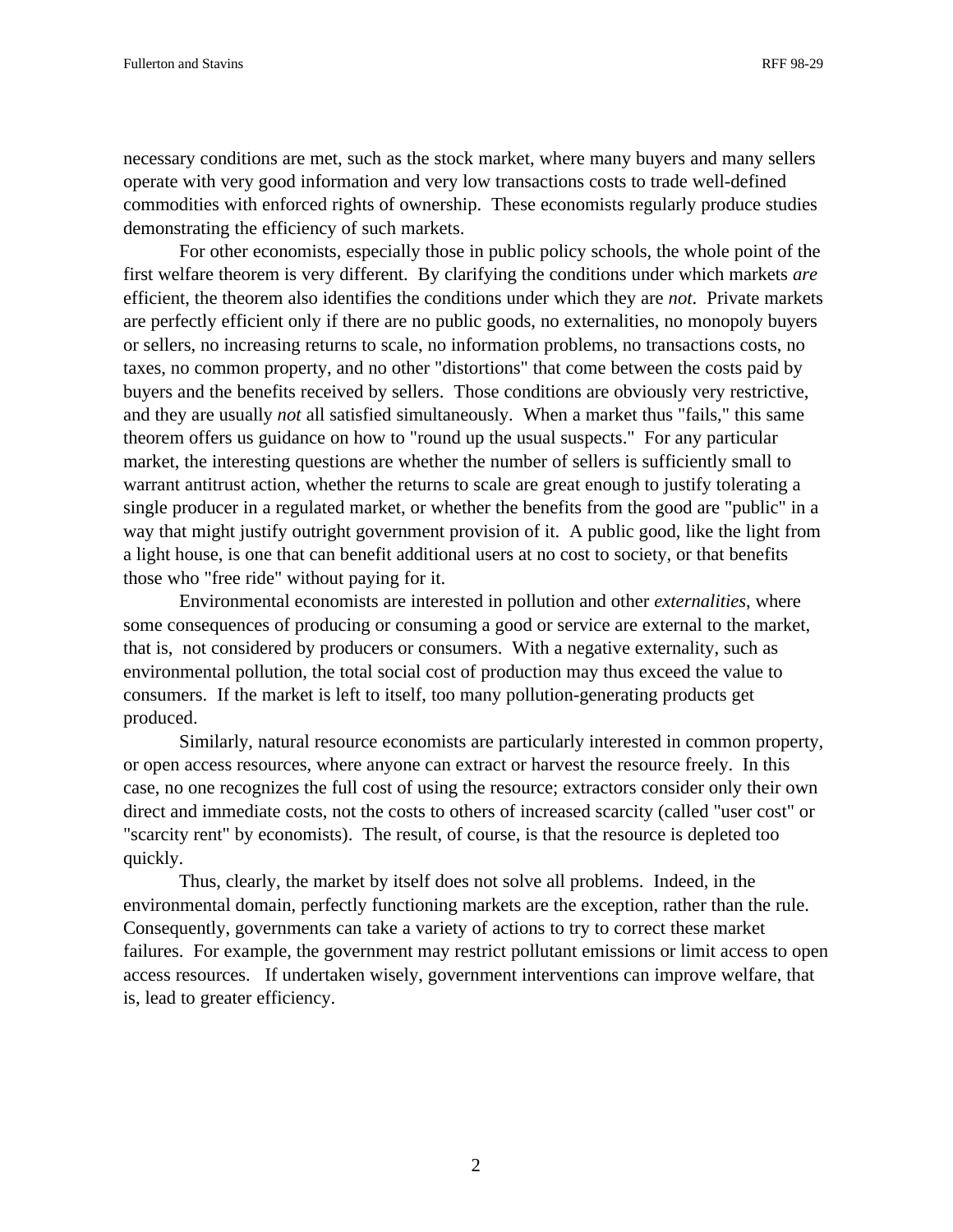necessary conditions are met, such as the stock market, where many buyers and many sellers operate with very good information and very low transactions costs to trade well-defined commodities with enforced rights of ownership. These economists regularly produce studies demonstrating the efficiency of such markets.

For other economists, especially those in public policy schools, the whole point of the first welfare theorem is very different. By clarifying the conditions under which markets *are* efficient, the theorem also identifies the conditions under which they are *not*. Private markets are perfectly efficient only if there are no public goods, no externalities, no monopoly buyers or sellers, no increasing returns to scale, no information problems, no transactions costs, no taxes, no common property, and no other "distortions" that come between the costs paid by buyers and the benefits received by sellers. Those conditions are obviously very restrictive, and they are usually *not* all satisfied simultaneously. When a market thus "fails," this same theorem offers us guidance on how to "round up the usual suspects." For any particular market, the interesting questions are whether the number of sellers is sufficiently small to warrant antitrust action, whether the returns to scale are great enough to justify tolerating a single producer in a regulated market, or whether the benefits from the good are "public" in a way that might justify outright government provision of it. A public good, like the light from a light house, is one that can benefit additional users at no cost to society, or that benefits those who "free ride" without paying for it.

Environmental economists are interested in pollution and other *externalities*, where some consequences of producing or consuming a good or service are external to the market, that is, not considered by producers or consumers. With a negative externality, such as environmental pollution, the total social cost of production may thus exceed the value to consumers. If the market is left to itself, too many pollution-generating products get produced.

Similarly, natural resource economists are particularly interested in common property, or open access resources, where anyone can extract or harvest the resource freely. In this case, no one recognizes the full cost of using the resource; extractors consider only their own direct and immediate costs, not the costs to others of increased scarcity (called "user cost" or "scarcity rent" by economists). The result, of course, is that the resource is depleted too quickly.

Thus, clearly, the market by itself does not solve all problems. Indeed, in the environmental domain, perfectly functioning markets are the exception, rather than the rule. Consequently, governments can take a variety of actions to try to correct these market failures. For example, the government may restrict pollutant emissions or limit access to open access resources. If undertaken wisely, government interventions can improve welfare, that is, lead to greater efficiency.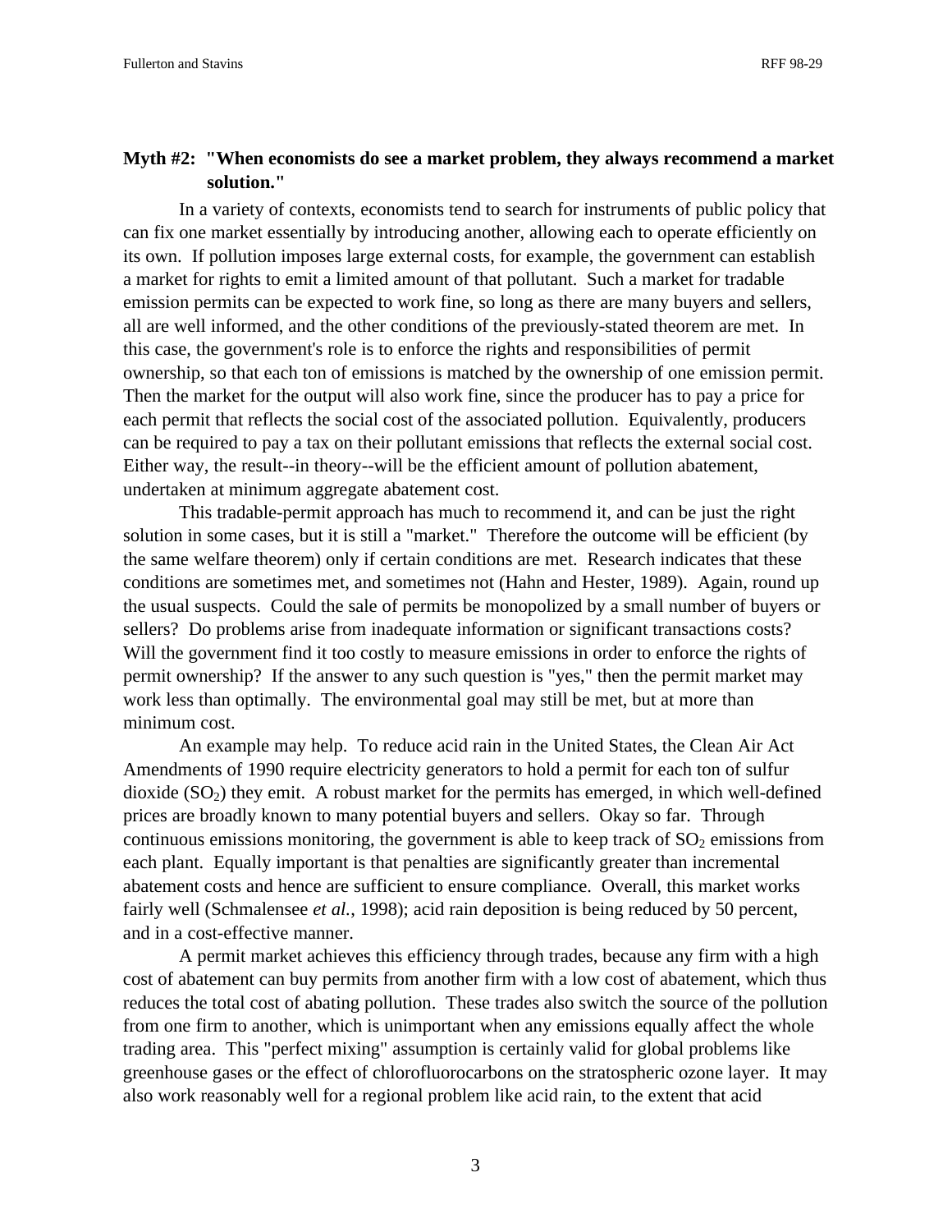**Myth #2: "When economists do see a market problem, they always recommend a market solution."**

In a variety of contexts, economists tend to search for instruments of public policy that can fix one market essentially by introducing another, allowing each to operate efficiently on its own. If pollution imposes large external costs, for example, the government can establish a market for rights to emit a limited amount of that pollutant. Such a market for tradable emission permits can be expected to work fine, so long as there are many buyers and sellers, all are well informed, and the other conditions of the previously-stated theorem are met. In this case, the government's role is to enforce the rights and responsibilities of permit ownership, so that each ton of emissions is matched by the ownership of one emission permit. Then the market for the output will also work fine, since the producer has to pay a price for each permit that reflects the social cost of the associated pollution. Equivalently, producers can be required to pay a tax on their pollutant emissions that reflects the external social cost. Either way, the result--in theory--will be the efficient amount of pollution abatement, undertaken at minimum aggregate abatement cost.

This tradable-permit approach has much to recommend it, and can be just the right solution in some cases, but it is still a "market." Therefore the outcome will be efficient (by the same welfare theorem) only if certain conditions are met. Research indicates that these conditions are sometimes met, and sometimes not (Hahn and Hester, 1989). Again, round up the usual suspects. Could the sale of permits be monopolized by a small number of buyers or sellers? Do problems arise from inadequate information or significant transactions costs? Will the government find it too costly to measure emissions in order to enforce the rights of permit ownership? If the answer to any such question is "yes," then the permit market may work less than optimally. The environmental goal may still be met, but at more than minimum cost.

An example may help. To reduce acid rain in the United States, the Clean Air Act Amendments of 1990 require electricity generators to hold a permit for each ton of sulfur dioxide ($SO_2$) they emit. A robust market for the permits has emerged, in which well-defined prices are broadly known to many potential buyers and sellers. Okay so far. Through continuous emissions monitoring, the government is able to keep track of $SO_2$ emissions from each plant. Equally important is that penalties are significantly greater than incremental abatement costs and hence are sufficient to ensure compliance. Overall, this market works fairly well (Schmalensee *et al.*, 1998); acid rain deposition is being reduced by 50 percent, and in a cost-effective manner.

A permit market achieves this efficiency through trades, because any firm with a high cost of abatement can buy permits from another firm with a low cost of abatement, which thus reduces the total cost of abating pollution. These trades also switch the source of the pollution from one firm to another, which is unimportant when any emissions equally affect the whole trading area. This "perfect mixing" assumption is certainly valid for global problems like greenhouse gases or the effect of chlorofluorocarbons on the stratospheric ozone layer. It may also work reasonably well for a regional problem like acid rain, to the extent that acid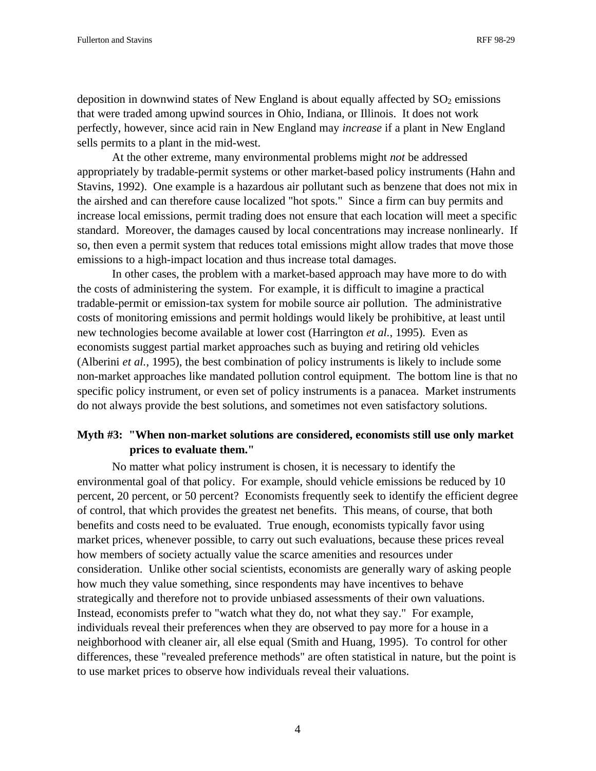deposition in downwind states of New England is about equally affected by $SO_2$ emissions that were traded among upwind sources in Ohio, Indiana, or Illinois. It does not work perfectly, however, since acid rain in New England may *increase* if a plant in New England sells permits to a plant in the mid-west.

At the other extreme, many environmental problems might *not* be addressed appropriately by tradable-permit systems or other market-based policy instruments (Hahn and Stavins, 1992). One example is a hazardous air pollutant such as benzene that does not mix in the airshed and can therefore cause localized "hot spots." Since a firm can buy permits and increase local emissions, permit trading does not ensure that each location will meet a specific standard. Moreover, the damages caused by local concentrations may increase nonlinearly. If so, then even a permit system that reduces total emissions might allow trades that move those emissions to a high-impact location and thus increase total damages.

In other cases, the problem with a market-based approach may have more to do with the costs of administering the system. For example, it is difficult to imagine a practical tradable-permit or emission-tax system for mobile source air pollution. The administrative costs of monitoring emissions and permit holdings would likely be prohibitive, at least until new technologies become available at lower cost (Harrington *et al.*, 1995). Even as economists suggest partial market approaches such as buying and retiring old vehicles (Alberini *et al.*, 1995), the best combination of policy instruments is likely to include some non-market approaches like mandated pollution control equipment. The bottom line is that no specific policy instrument, or even set of policy instruments is a panacea. Market instruments do not always provide the best solutions, and sometimes not even satisfactory solutions.

**Myth #3: "When non-market solutions are considered, economists still use only market prices to evaluate them."**

No matter what policy instrument is chosen, it is necessary to identify the environmental goal of that policy. For example, should vehicle emissions be reduced by 10 percent, 20 percent, or 50 percent? Economists frequently seek to identify the efficient degree of control, that which provides the greatest net benefits. This means, of course, that both benefits and costs need to be evaluated. True enough, economists typically favor using market prices, whenever possible, to carry out such evaluations, because these prices reveal how members of society actually value the scarce amenities and resources under consideration. Unlike other social scientists, economists are generally wary of asking people how much they value something, since respondents may have incentives to behave strategically and therefore not to provide unbiased assessments of their own valuations. Instead, economists prefer to "watch what they do, not what they say." For example, individuals reveal their preferences when they are observed to pay more for a house in a neighborhood with cleaner air, all else equal (Smith and Huang, 1995). To control for other differences, these "revealed preference methods" are often statistical in nature, but the point is to use market prices to observe how individuals reveal their valuations.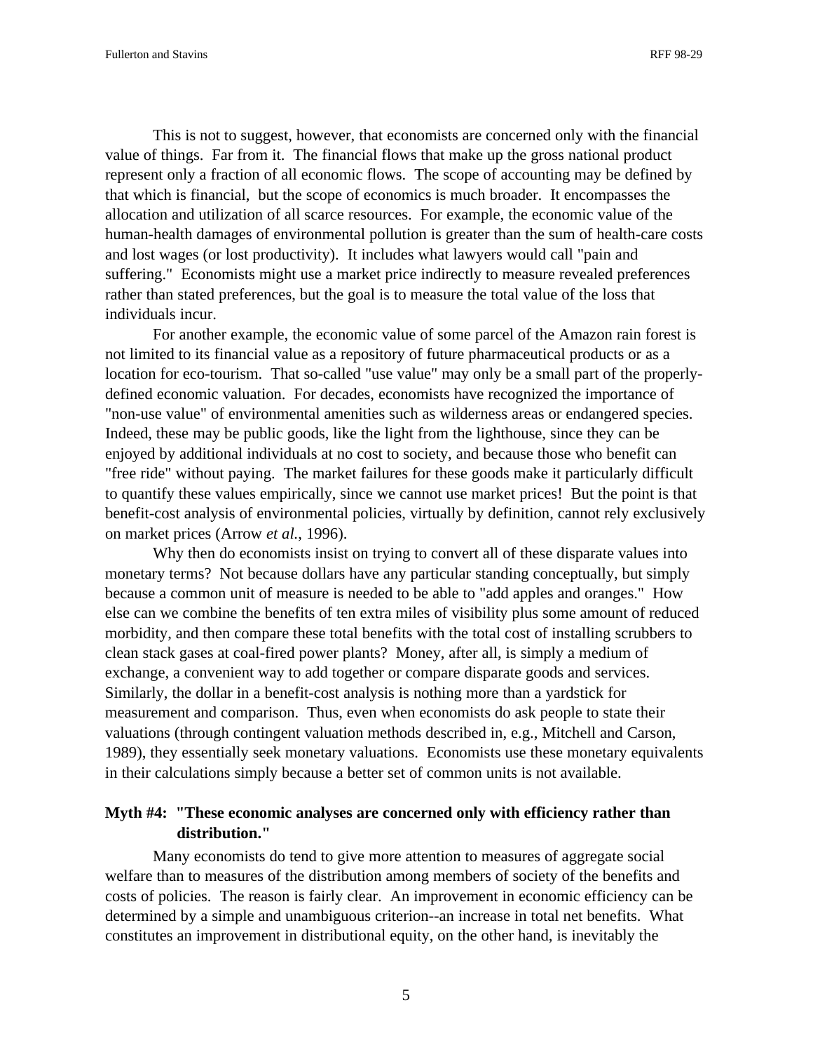This is not to suggest, however, that economists are concerned only with the financial value of things. Far from it. The financial flows that make up the gross national product represent only a fraction of all economic flows. The scope of accounting may be defined by that which is financial, but the scope of economics is much broader. It encompasses the allocation and utilization of all scarce resources. For example, the economic value of the human-health damages of environmental pollution is greater than the sum of health-care costs and lost wages (or lost productivity). It includes what lawyers would call "pain and suffering." Economists might use a market price indirectly to measure revealed preferences rather than stated preferences, but the goal is to measure the total value of the loss that individuals incur.

For another example, the economic value of some parcel of the Amazon rain forest is not limited to its financial value as a repository of future pharmaceutical products or as a location for eco-tourism. That so-called "use value" may only be a small part of the properly-defined economic valuation. For decades, economists have recognized the importance of "non-use value" of environmental amenities such as wilderness areas or endangered species. Indeed, these may be public goods, like the light from the lighthouse, since they can be enjoyed by additional individuals at no cost to society, and because those who benefit can "free ride" without paying. The market failures for these goods make it particularly difficult to quantify these values empirically, since we cannot use market prices! But the point is that benefit-cost analysis of environmental policies, virtually by definition, cannot rely exclusively on market prices (Arrow *et al.*, 1996).

Why then do economists insist on trying to convert all of these disparate values into monetary terms? Not because dollars have any particular standing conceptually, but simply because a common unit of measure is needed to be able to "add apples and oranges." How else can we combine the benefits of ten extra miles of visibility plus some amount of reduced morbidity, and then compare these total benefits with the total cost of installing scrubbers to clean stack gases at coal-fired power plants? Money, after all, is simply a medium of exchange, a convenient way to add together or compare disparate goods and services. Similarly, the dollar in a benefit-cost analysis is nothing more than a yardstick for measurement and comparison. Thus, even when economists do ask people to state their valuations (through contingent valuation methods described in, e.g., Mitchell and Carson, 1989), they essentially seek monetary valuations. Economists use these monetary equivalents in their calculations simply because a better set of common units is not available.

**Myth #4: "These economic analyses are concerned only with efficiency rather than distribution."**

Many economists do tend to give more attention to measures of aggregate social welfare than to measures of the distribution among members of society of the benefits and costs of policies. The reason is fairly clear. An improvement in economic efficiency can be determined by a simple and unambiguous criterion--an increase in total net benefits. What constitutes an improvement in distributional equity, on the other hand, is inevitably the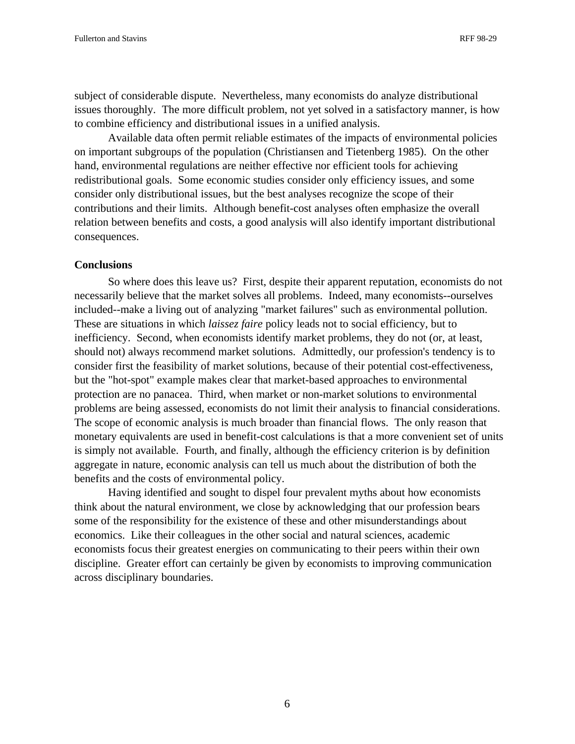subject of considerable dispute. Nevertheless, many economists do analyze distributional issues thoroughly. The more difficult problem, not yet solved in a satisfactory manner, is how to combine efficiency and distributional issues in a unified analysis.

Available data often permit reliable estimates of the impacts of environmental policies on important subgroups of the population (Christiansen and Tietenberg 1985). On the other hand, environmental regulations are neither effective nor efficient tools for achieving redistributional goals. Some economic studies consider only efficiency issues, and some consider only distributional issues, but the best analyses recognize the scope of their contributions and their limits. Although benefit-cost analyses often emphasize the overall relation between benefits and costs, a good analysis will also identify important distributional consequences.

**Conclusions**

So where does this leave us? First, despite their apparent reputation, economists do not necessarily believe that the market solves all problems. Indeed, many economists--ourselves included--make a living out of analyzing "market failures" such as environmental pollution. These are situations in which *laissez faire* policy leads not to social efficiency, but to inefficiency. Second, when economists identify market problems, they do not (or, at least, should not) always recommend market solutions. Admittedly, our profession's tendency is to consider first the feasibility of market solutions, because of their potential cost-effectiveness, but the "hot-spot" example makes clear that market-based approaches to environmental protection are no panacea. Third, when market or non-market solutions to environmental problems are being assessed, economists do not limit their analysis to financial considerations. The scope of economic analysis is much broader than financial flows. The only reason that monetary equivalents are used in benefit-cost calculations is that a more convenient set of units is simply not available. Fourth, and finally, although the efficiency criterion is by definition aggregate in nature, economic analysis can tell us much about the distribution of both the benefits and the costs of environmental policy.

Having identified and sought to dispel four prevalent myths about how economists think about the natural environment, we close by acknowledging that our profession bears some of the responsibility for the existence of these and other misunderstandings about economics. Like their colleagues in the other social and natural sciences, academic economists focus their greatest energies on communicating to their peers within their own discipline. Greater effort can certainly be given by economists to improving communication across disciplinary boundaries.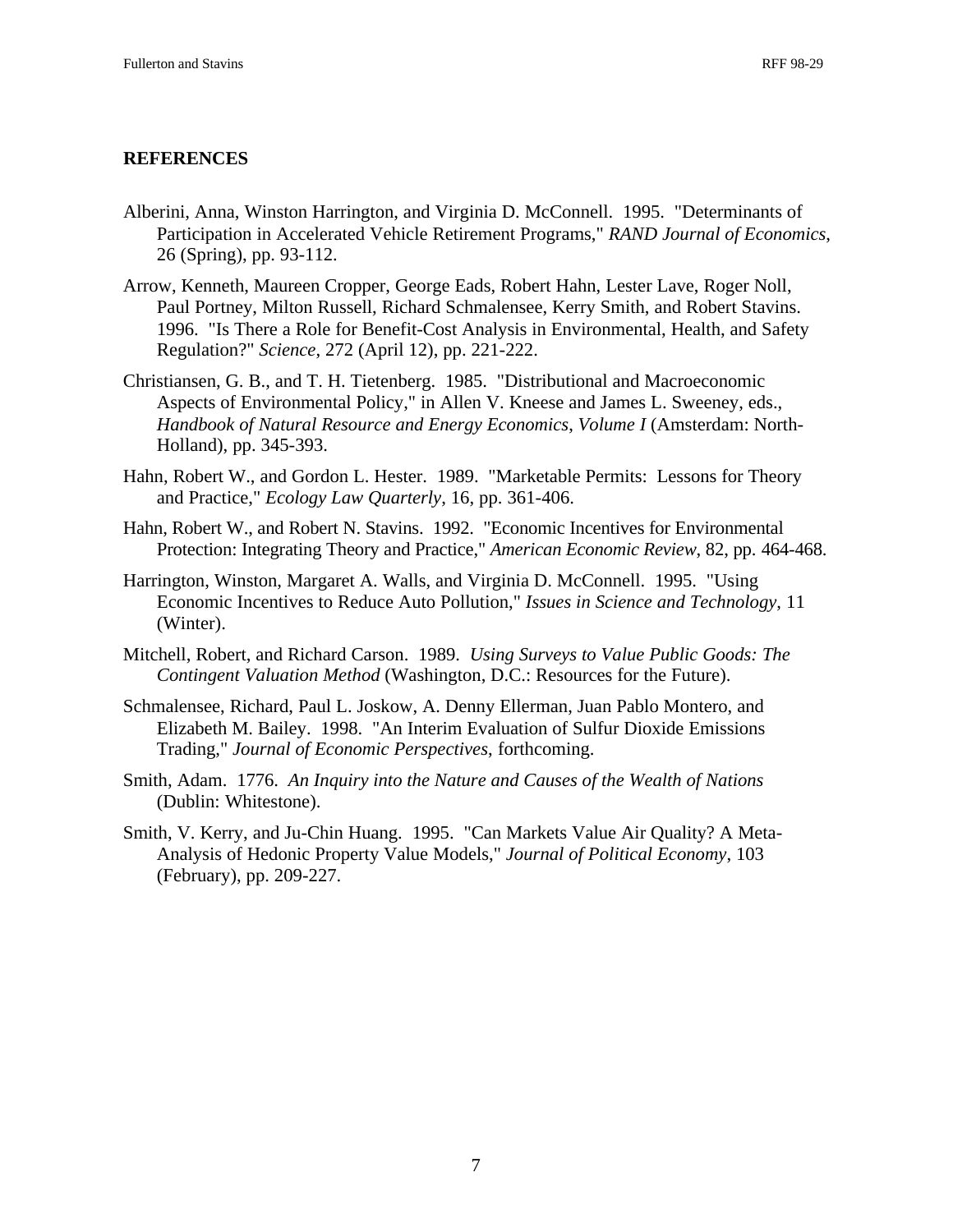## REFERENCES

Alberini, Anna, Winston Harrington, and Virginia D. McConnell. 1995. "Determinants of Participation in Accelerated Vehicle Retirement Programs," *RAND Journal of Economics*, 26 (Spring), pp. 93-112.

Arrow, Kenneth, Maureen Cropper, George Eads, Robert Hahn, Lester Lave, Roger Noll, Paul Portney, Milton Russell, Richard Schmalensee, Kerry Smith, and Robert Stavins. 1996. "Is There a Role for Benefit-Cost Analysis in Environmental, Health, and Safety Regulation?" *Science*, 272 (April 12), pp. 221-222.

Christiansen, G. B., and T. H. Tietenberg. 1985. "Distributional and Macroeconomic Aspects of Environmental Policy," in Allen V. Kneese and James L. Sweeney, eds., *Handbook of Natural Resource and Energy Economics*, *Volume I* (Amsterdam: North-Holland), pp. 345-393.

Hahn, Robert W., and Gordon L. Hester. 1989. "Marketable Permits: Lessons for Theory and Practice," *Ecology Law Quarterly*, 16, pp. 361-406.

Hahn, Robert W., and Robert N. Stavins. 1992. "Economic Incentives for Environmental Protection: Integrating Theory and Practice," *American Economic Review*, 82, pp. 464-468.

Harrington, Winston, Margaret A. Walls, and Virginia D. McConnell. 1995. "Using Economic Incentives to Reduce Auto Pollution," *Issues in Science and Technology*, 11 (Winter).

Mitchell, Robert, and Richard Carson. 1989. *Using Surveys to Value Public Goods: The Contingent Valuation Method* (Washington, D.C.: Resources for the Future).

Schmalensee, Richard, Paul L. Joskow, A. Denny Ellerman, Juan Pablo Montero, and Elizabeth M. Bailey. 1998. "An Interim Evaluation of Sulfur Dioxide Emissions Trading," *Journal of Economic Perspectives*, forthcoming.

Smith, Adam. 1776. *An Inquiry into the Nature and Causes of the Wealth of Nations* (Dublin: Whitestone).

Smith, V. Kerry, and Ju-Chin Huang. 1995. "Can Markets Value Air Quality? A Meta-Analysis of Hedonic Property Value Models," *Journal of Political Economy*, 103 (February), pp. 209-227.